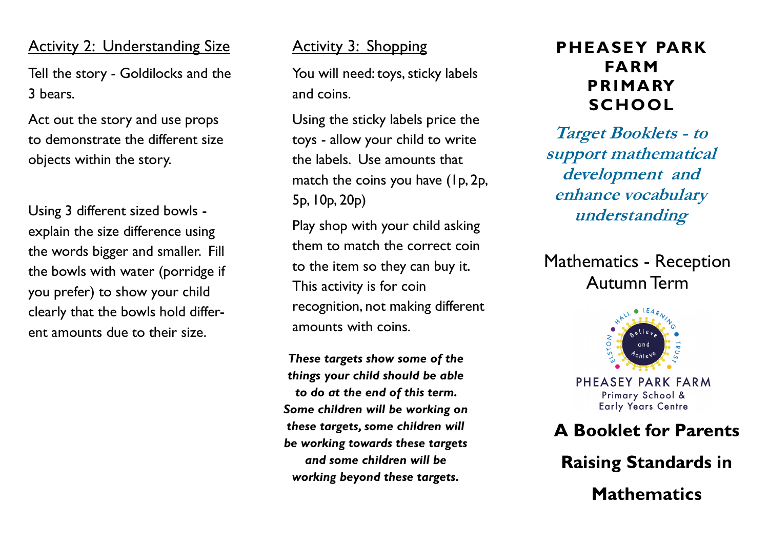## Activity 2: Understanding Size

Tell the story - Goldilocks and the 3 bears.

Act out the story and use props to demonstrate the different size objects within the story.

Using 3 different sized bowls - explain the size difference using the words bigger and smaller. Fill the bowls with water (porridge if you prefer) to show your child clearly that the bowls hold different amounts due to their size.

## Activity 3: Shopping

You will need: toys, sticky labels and coins.

Using the sticky labels price the toys - allow your child to write the labels. Use amounts that match the coins you have (1p, 2p, 5p, 10p, 20p)

Play shop with your child asking them to match the correct coin to the item so they can buy it. This activity is for coin recognition, not making different amounts with coins.

***These targets show some of the things your child should be able to do at the end of this term. Some children will be working on these targets, some children will be working towards these targets and some children will be working beyond these targets.***

# PHEASEY PARK FARM PRIMARY SCHOOL

***Target Booklets - to support mathematical development and enhance vocabulary understanding***

Mathematics - Reception Autumn Term

ELSTON HALL LEARNING TRUST

Believe and Achieve

PHEASEY PARK FARM
Primary School &
Early Years Centre

**A Booklet for Parents**

**Raising Standards in Mathematics**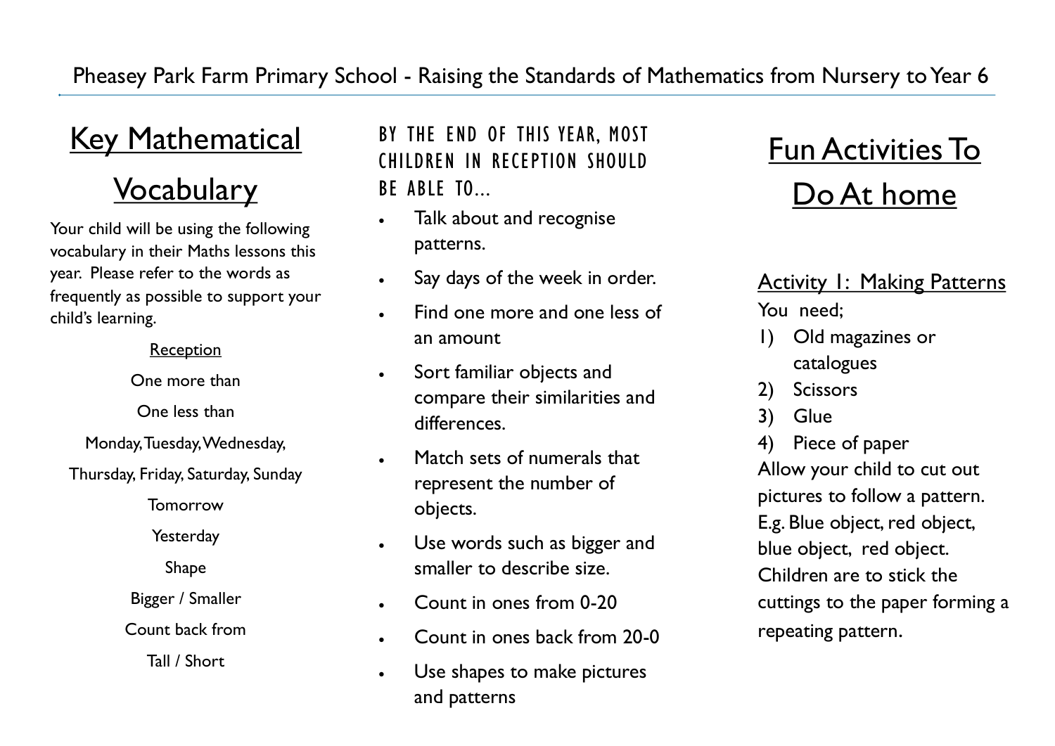Pheasey Park Farm Primary School - Raising the Standards of Mathematics from Nursery to Year 6

## Key Mathematical Vocabulary

Your child will be using the following vocabulary in their Maths lessons this year. Please refer to the words as frequently as possible to support your child's learning.

Reception

One more than

One less than

Monday, Tuesday, Wednesday,

Thursday, Friday, Saturday, Sunday

Tomorrow

Yesterday

Shape

Bigger / Smaller

Count back from

Tall / Short

## BY THE END OF THIS YEAR, MOST CHILDREN IN RECEPTION SHOULD BE ABLE TO...

- Talk about and recognise patterns.
- Say days of the week in order.
- Find one more and one less of an amount
- Sort familiar objects and compare their similarities and differences.
- Match sets of numerals that represent the number of objects.
- Use words such as bigger and smaller to describe size.
- Count in ones from 0-20
- Count in ones back from 20-0
- Use shapes to make pictures and patterns

## Fun Activities To Do At home

### Activity 1: Making Patterns

You need;

1) Old magazines or catalogues
2) Scissors
3) Glue
4) Piece of paper

Allow your child to cut out pictures to follow a pattern. E.g. Blue object, red object, blue object, red object. Children are to stick the cuttings to the paper forming a repeating pattern.